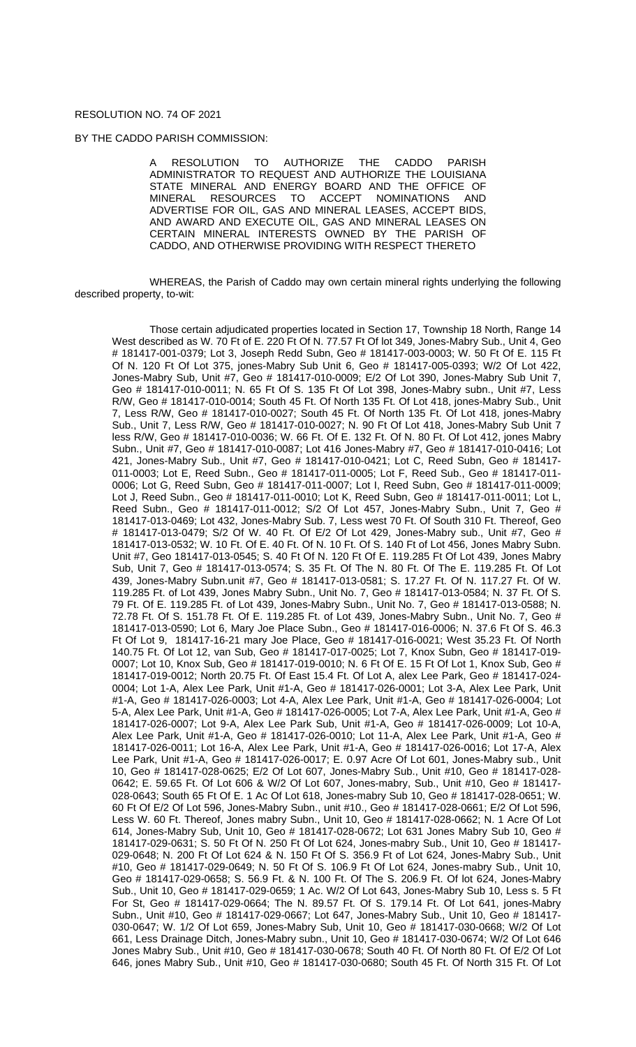RESOLUTION NO. 74 OF 2021

BY THE CADDO PARISH COMMISSION:

A RESOLUTION TO AUTHORIZE THE CADDO PARISH ADMINISTRATOR TO REQUEST AND AUTHORIZE THE LOUISIANA STATE MINERAL AND ENERGY BOARD AND THE OFFICE OF MINERAL RESOURCES TO ACCEPT NOMINATIONS AND ADVERTISE FOR OIL, GAS AND MINERAL LEASES, ACCEPT BIDS, AND AWARD AND EXECUTE OIL, GAS AND MINERAL LEASES ON CERTAIN MINERAL INTERESTS OWNED BY THE PARISH OF CADDO, AND OTHERWISE PROVIDING WITH RESPECT THERETO

WHEREAS, the Parish of Caddo may own certain mineral rights underlying the following described property, to-wit:

Those certain adjudicated properties located in Section 17, Township 18 North, Range 14 West described as W. 70 Ft of E. 220 Ft Of N. 77.57 Ft Of lot 349, Jones-Mabry Sub., Unit 4, Geo # 181417-001-0379; Lot 3, Joseph Redd Subn, Geo # 181417-003-0003; W. 50 Ft Of E. 115 Ft Of N. 120 Ft Of Lot 375, jones-Mabry Sub Unit 6, Geo # 181417-005-0393; W/2 Of Lot 422, Jones-Mabry Sub, Unit #7, Geo # 181417-010-0009; E/2 Of Lot 390, Jones-Mabry Sub Unit 7, Geo # 181417-010-0011; N. 65 Ft Of S. 135 Ft Of Lot 398, Jones-Mabry subn., Unit #7, Less R/W, Geo # 181417-010-0014; South 45 Ft. Of North 135 Ft. Of Lot 418, jones-Mabry Sub., Unit 7, Less R/W, Geo # 181417-010-0027; South 45 Ft. Of North 135 Ft. Of Lot 418, jones-Mabry Sub., Unit 7, Less R/W, Geo # 181417-010-0027; N. 90 Ft Of Lot 418, Jones-Mabry Sub Unit 7 less R/W, Geo # 181417-010-0036; W. 66 Ft. Of E. 132 Ft. Of N. 80 Ft. Of Lot 412, jones Mabry Subn., Unit #7, Geo # 181417-010-0087; Lot 416 Jones-Mabry #7, Geo # 181417-010-0416; Lot 421, Jones-Mabry Sub., Unit #7, Geo # 181417-010-0421; Lot C, Reed Subn, Geo # 181417-011-0003; Lot E, Reed Subn., Geo # 181417-011-0005; Lot F, Reed Sub., Geo # 181417-011-0006; Lot G, Reed Subn, Geo # 181417-011-0007; Lot I, Reed Subn, Geo # 181417-011-0009; Lot J, Reed Subn., Geo # 181417-011-0010; Lot K, Reed Subn, Geo # 181417-011-0011; Lot L, Reed Subn., Geo # 181417-011-0012; S/2 Of Lot 457, Jones-Mabry Subn., Unit 7, Geo # 181417-013-0469; Lot 432, Jones-Mabry Sub. 7, Less west 70 Ft. Of South 310 Ft. Thereof, Geo # 181417-013-0479; S/2 Of W. 40 Ft. Of E/2 Of Lot 429, Jones-Mabry sub., Unit #7, Geo # 181417-013-0532; W. 10 Ft. Of E. 40 Ft. Of N. 10 Ft. Of S. 140 Ft of Lot 456, Jones Mabry Subn. Unit #7, Geo 181417-013-0545; S. 40 Ft Of N. 120 Ft Of E. 119.285 Ft Of Lot 439, Jones Mabry Sub, Unit 7, Geo # 181417-013-0574; S. 35 Ft. Of The N. 80 Ft. Of The E. 119.285 Ft. Of Lot 439, Jones-Mabry Subn.unit #7, Geo # 181417-013-0581; S. 17.27 Ft. Of N. 117.27 Ft. Of W. 119.285 Ft. of Lot 439, Jones Mabry Subn., Unit No. 7, Geo # 181417-013-0584; N. 37 Ft. Of S. 79 Ft. Of E. 119.285 Ft. of Lot 439, Jones-Mabry Subn., Unit No. 7, Geo # 181417-013-0588; N. 72.78 Ft. Of S. 151.78 Ft. Of E. 119.285 Ft. of Lot 439, Jones-Mabry Subn., Unit No. 7, Geo # 181417-013-0590; Lot 6, Mary Joe Place Subn., Geo # 181417-016-0006; N. 37.6 Ft Of S. 46.3 Ft Of Lot 9, 181417-16-21 mary Joe Place, Geo # 181417-016-0021; West 35.23 Ft. Of North 140.75 Ft. Of Lot 12, van Sub, Geo # 181417-017-0025; Lot 7, Knox Subn, Geo # 181417-019-0007; Lot 10, Knox Sub, Geo # 181417-019-0010; N. 6 Ft Of E. 15 Ft Of Lot 1, Knox Sub, Geo # 181417-019-0012; North 20.75 Ft. Of East 15.4 Ft. Of Lot A, alex Lee Park, Geo # 181417-024-0004; Lot 1-A, Alex Lee Park, Unit #1-A, Geo # 181417-026-0001; Lot 3-A, Alex Lee Park, Unit #1-A, Geo # 181417-026-0003; Lot 4-A, Alex Lee Park, Unit #1-A, Geo # 181417-026-0004; Lot 5-A, Alex Lee Park, Unit #1-A, Geo # 181417-026-0005; Lot 7-A, Alex Lee Park, Unit #1-A, Geo # 181417-026-0007; Lot 9-A, Alex Lee Park Sub, Unit #1-A, Geo # 181417-026-0009; Lot 10-A, Alex Lee Park, Unit #1-A, Geo # 181417-026-0010; Lot 11-A, Alex Lee Park, Unit #1-A, Geo # 181417-026-0011; Lot 16-A, Alex Lee Park, Unit #1-A, Geo # 181417-026-0016; Lot 17-A, Alex Lee Park, Unit #1-A, Geo # 181417-026-0017; E. 0.97 Acre Of Lot 601, Jones-Mabry sub., Unit 10, Geo # 181417-028-0625; E/2 Of Lot 607, Jones-Mabry Sub., Unit #10, Geo # 181417-028-0642; E. 59.65 Ft. Of Lot 606 & W/2 Of Lot 607, Jones-mabry, Sub., Unit #10, Geo # 181417-028-0643; South 65 Ft Of E. 1 Ac Of Lot 618, Jones-mabry Sub 10, Geo # 181417-028-0651; W. 60 Ft Of E/2 Of Lot 596, Jones-Mabry Subn., unit #10., Geo # 181417-028-0661; E/2 Of Lot 596, Less W. 60 Ft. Thereof, Jones mabry Subn., Unit 10, Geo # 181417-028-0662; N. 1 Acre Of Lot 614, Jones-Mabry Sub, Unit 10, Geo # 181417-028-0672; Lot 631 Jones Mabry Sub 10, Geo # 181417-029-0631; S. 50 Ft Of N. 250 Ft Of Lot 624, Jones-mabry Sub., Unit 10, Geo # 181417-029-0648; N. 200 Ft Of Lot 624 & N. 150 Ft Of S. 356.9 Ft of Lot 624, Jones-Mabry Sub., Unit #10, Geo # 181417-029-0649; N. 50 Ft Of S. 106.9 Ft Of Lot 624, Jones-mabry Sub., Unit 10, Geo # 181417-029-0658; S. 56.9 Ft. & N. 100 Ft. Of The S. 206.9 Ft. Of lot 624, Jones-Mabry Sub., Unit 10, Geo # 181417-029-0659; 1 Ac. W/2 Of Lot 643, Jones-Mabry Sub 10, Less s. 5 Ft For St, Geo # 181417-029-0664; The N. 89.57 Ft. Of S. 179.14 Ft. Of Lot 641, jones-Mabry Subn., Unit #10, Geo # 181417-029-0667; Lot 647, Jones-Mabry Sub., Unit 10, Geo # 181417-030-0647; W. 1/2 Of Lot 659, Jones-Mabry Sub, Unit 10, Geo # 181417-030-0668; W/2 Of Lot 661, Less Drainage Ditch, Jones-Mabry subn., Unit 10, Geo # 181417-030-0674; W/2 Of Lot 646 Jones Mabry Sub., Unit #10, Geo # 181417-030-0678; South 40 Ft. Of North 80 Ft. Of E/2 Of Lot 646, jones Mabry Sub., Unit #10, Geo # 181417-030-0680; South 45 Ft. Of North 315 Ft. Of Lot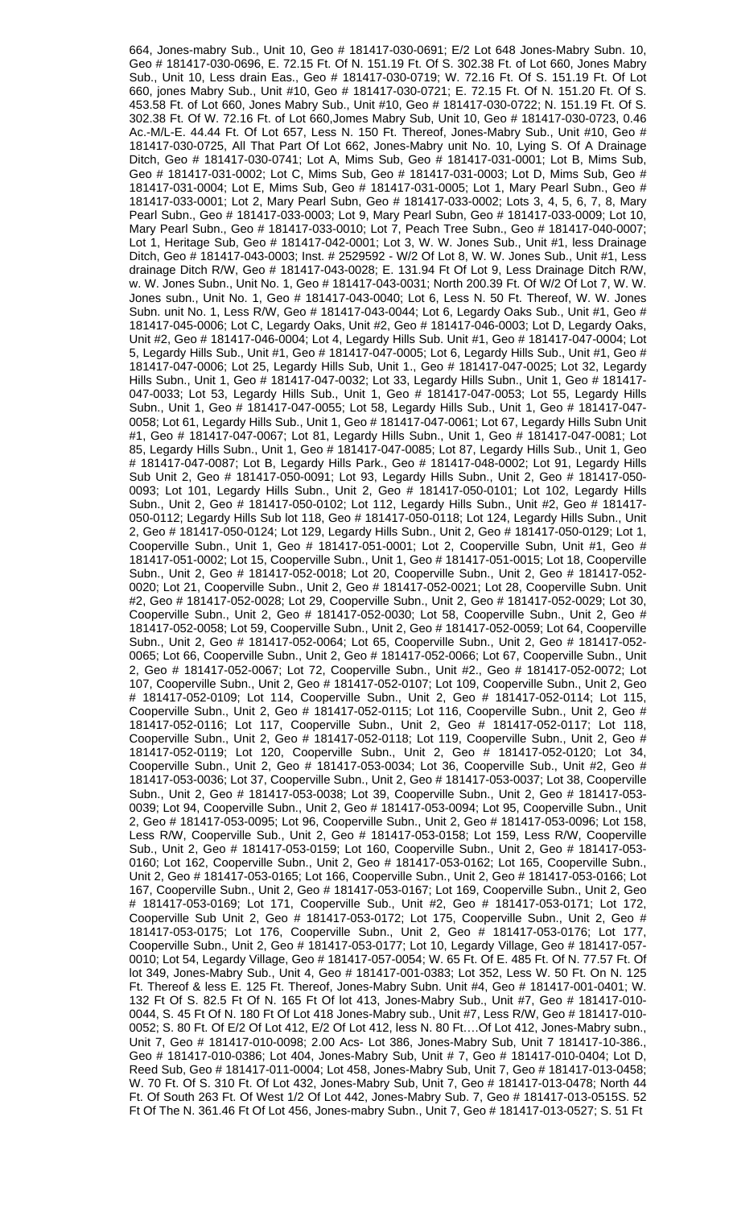664, Jones-mabry Sub., Unit 10, Geo # 181417-030-0691; E/2 Lot 648 Jones-Mabry Subn. 10, Geo # 181417-030-0696, E. 72.15 Ft. Of N. 151.19 Ft. Of S. 302.38 Ft. of Lot 660, Jones Mabry Sub., Unit 10, Less drain Eas., Geo # 181417-030-0719; W. 72.16 Ft. Of S. 151.19 Ft. Of Lot 660, jones Mabry Sub., Unit #10, Geo # 181417-030-0721; E. 72.15 Ft. Of N. 151.20 Ft. Of S. 453.58 Ft. of Lot 660, Jones Mabry Sub., Unit #10, Geo # 181417-030-0722; N. 151.19 Ft. Of S. 302.38 Ft. Of W. 72.16 Ft. of Lot 660,Jones Mabry Sub, Unit 10, Geo # 181417-030-0723, 0.46 Ac.-M/L-E. 44.44 Ft. Of Lot 657, Less N. 150 Ft. Thereof, Jones-Mabry Sub., Unit #10, Geo # 181417-030-0725, All That Part Of Lot 662, Jones-Mabry unit No. 10, Lying S. Of A Drainage Ditch, Geo # 181417-030-0741; Lot A, Mims Sub, Geo # 181417-031-0001; Lot B, Mims Sub, Geo # 181417-031-0002; Lot C, Mims Sub, Geo # 181417-031-0003; Lot D, Mims Sub, Geo # 181417-031-0004; Lot E, Mims Sub, Geo # 181417-031-0005; Lot 1, Mary Pearl Subn., Geo # 181417-033-0001; Lot 2, Mary Pearl Subn, Geo # 181417-033-0002; Lots 3, 4, 5, 6, 7, 8, Mary Pearl Subn., Geo # 181417-033-0003; Lot 9, Mary Pearl Subn, Geo # 181417-033-0009; Lot 10, Mary Pearl Subn., Geo # 181417-033-0010; Lot 7, Peach Tree Subn., Geo # 181417-040-0007; Lot 1, Heritage Sub, Geo # 181417-042-0001; Lot 3, W. W. Jones Sub., Unit #1, less Drainage Ditch, Geo # 181417-043-0003; Inst. # 2529592 - W/2 Of Lot 8, W. W. Jones Sub., Unit #1, Less drainage Ditch R/W, Geo # 181417-043-0028; E. 131.94 Ft Of Lot 9, Less Drainage Ditch R/W, w. W. Jones Subn., Unit No. 1, Geo # 181417-043-0031; North 200.39 Ft. Of W/2 Of Lot 7, W. W. Jones subn., Unit No. 1, Geo # 181417-043-0040; Lot 6, Less N. 50 Ft. Thereof, W. W. Jones Subn. unit No. 1, Less R/W, Geo # 181417-043-0044; Lot 6, Legardy Oaks Sub., Unit #1, Geo # 181417-045-0006; Lot C, Legardy Oaks, Unit #2, Geo # 181417-046-0003; Lot D, Legardy Oaks, Unit #2, Geo # 181417-046-0004; Lot 4, Legardy Hills Sub. Unit #1, Geo # 181417-047-0004; Lot 5, Legardy Hills Sub., Unit #1, Geo # 181417-047-0005; Lot 6, Legardy Hills Sub., Unit #1, Geo # 181417-047-0006; Lot 25, Legardy Hills Sub, Unit 1., Geo # 181417-047-0025; Lot 32, Legardy Hills Subn., Unit 1, Geo # 181417-047-0032; Lot 33, Legardy Hills Subn., Unit 1, Geo # 181417-047-0033; Lot 53, Legardy Hills Sub., Unit 1, Geo # 181417-047-0053; Lot 55, Legardy Hills Subn., Unit 1, Geo # 181417-047-0055; Lot 58, Legardy Hills Sub., Unit 1, Geo # 181417-047-0058; Lot 61, Legardy Hills Sub., Unit 1, Geo # 181417-047-0061; Lot 67, Legardy Hills Subn Unit #1, Geo # 181417-047-0067; Lot 81, Legardy Hills Subn., Unit 1, Geo # 181417-047-0081; Lot 85, Legardy Hills Subn., Unit 1, Geo # 181417-047-0085; Lot 87, Legardy Hills Sub., Unit 1, Geo # 181417-047-0087; Lot B, Legardy Hills Park., Geo # 181417-048-0002; Lot 91, Legardy Hills Sub Unit 2, Geo # 181417-050-0091; Lot 93, Legardy Hills Subn., Unit 2, Geo # 181417-050-0093; Lot 101, Legardy Hills Subn., Unit 2, Geo # 181417-050-0101; Lot 102, Legardy Hills Subn., Unit 2, Geo # 181417-050-0102; Lot 112, Legardy Hills Subn., Unit #2, Geo # 181417-050-0112; Legardy Hills Sub lot 118, Geo # 181417-050-0118; Lot 124, Legardy Hills Subn., Unit 2, Geo # 181417-050-0124; Lot 129, Legardy Hills Subn., Unit 2, Geo # 181417-050-0129; Lot 1, Cooperville Subn., Unit 1, Geo # 181417-051-0001; Lot 2, Cooperville Subn, Unit #1, Geo # 181417-051-0002; Lot 15, Cooperville Subn., Unit 1, Geo # 181417-051-0015; Lot 18, Cooperville Subn., Unit 2, Geo # 181417-052-0018; Lot 20, Cooperville Subn., Unit 2, Geo # 181417-052-0020; Lot 21, Cooperville Subn., Unit 2, Geo # 181417-052-0021; Lot 28, Cooperville Subn. Unit #2, Geo # 181417-052-0028; Lot 29, Cooperville Subn., Unit 2, Geo # 181417-052-0029; Lot 30, Cooperville Subn., Unit 2, Geo # 181417-052-0030; Lot 58, Cooperville Subn., Unit 2, Geo # 181417-052-0058; Lot 59, Cooperville Subn., Unit 2, Geo # 181417-052-0059; Lot 64, Cooperville Subn., Unit 2, Geo # 181417-052-0064; Lot 65, Cooperville Subn., Unit 2, Geo # 181417-052-0065; Lot 66, Cooperville Subn., Unit 2, Geo # 181417-052-0066; Lot 67, Cooperville Subn., Unit 2, Geo # 181417-052-0067; Lot 72, Cooperville Subn., Unit #2., Geo # 181417-052-0072; Lot 107, Cooperville Subn., Unit 2, Geo # 181417-052-0107; Lot 109, Cooperville Subn., Unit 2, Geo # 181417-052-0109; Lot 114, Cooperville Subn., Unit 2, Geo # 181417-052-0114; Lot 115, Cooperville Subn., Unit 2, Geo # 181417-052-0115; Lot 116, Cooperville Subn., Unit 2, Geo # 181417-052-0116; Lot 117, Cooperville Subn., Unit 2, Geo # 181417-052-0117; Lot 118, Cooperville Subn., Unit 2, Geo # 181417-052-0118; Lot 119, Cooperville Subn., Unit 2, Geo # 181417-052-0119; Lot 120, Cooperville Subn., Unit 2, Geo # 181417-052-0120; Lot 34, Cooperville Subn., Unit 2, Geo # 181417-053-0034; Lot 36, Cooperville Sub., Unit #2, Geo # 181417-053-0036; Lot 37, Cooperville Subn., Unit 2, Geo # 181417-053-0037; Lot 38, Cooperville Subn., Unit 2, Geo # 181417-053-0038; Lot 39, Cooperville Subn., Unit 2, Geo # 181417-053-0039; Lot 94, Cooperville Subn., Unit 2, Geo # 181417-053-0094; Lot 95, Cooperville Subn., Unit 2, Geo # 181417-053-0095; Lot 96, Cooperville Subn., Unit 2, Geo # 181417-053-0096; Lot 158, Less R/W, Cooperville Subn., Unit 2, Geo # 181417-053-0158; Lot 159, Less R/W, Cooperville Sub., Unit 2, Geo # 181417-053-0159; Lot 160, Cooperville Subn., Unit 2, Geo # 181417-053-0160; Lot 162, Cooperville Subn., Unit 2, Geo # 181417-053-0162; Lot 165, Cooperville Subn., Unit 2, Geo # 181417-053-0165; Lot 166, Cooperville Subn., Unit 2, Geo # 181417-053-0166; Lot 167, Cooperville Subn., Unit 2, Geo # 181417-053-0167; Lot 169, Cooperville Subn., Unit 2, Geo # 181417-053-0169; Lot 171, Cooperville Sub., Unit #2, Geo # 181417-053-0171; Lot 172, Cooperville Sub Unit 2, Geo # 181417-053-0172; Lot 175, Cooperville Subn., Unit 2, Geo # 181417-053-0175; Lot 176, Cooperville Subn., Unit 2, Geo # 181417-053-0176; Lot 177, Cooperville Subn., Unit 2, Geo # 181417-053-0177; Lot 10, Legardy Village, Geo # 181417-057-0010; Lot 54, Legardy Village, Geo # 181417-057-0054; W. 65 Ft. Of E. 485 Ft. Of N. 77.57 Ft. Of lot 349, Jones-Mabry Sub., Unit 4, Geo # 181417-001-0383; Lot 352, Less W. 50 Ft. On N. 125 Ft. Thereof & less E. 125 Ft. Thereof, Jones-Mabry Subn. Unit #4, Geo # 181417-001-0401; W. 132 Ft Of S. 82.5 Ft Of N. 165 Ft Of lot 413, Jones-Mabry Sub., Unit #7, Geo # 181417-010-0044, S. 45 Ft Of N. 180 Ft Of Lot 418 Jones-Mabry sub., Unit #7, Less R/W, Geo # 181417-010-0052; S. 80 Ft. Of E/2 Of Lot 412, E/2 Of Lot 412, less N. 80 Ft....Of Lot 412, Jones-Mabry subn., Unit 7, Geo # 181417-010-0098; 2.00 Acs- Lot 386, Jones-Mabry Sub, Unit 7 181417-10-386., Geo # 181417-010-0386; Lot 404, Jones-Mabry Sub, Unit # 7, Geo # 181417-010-0404; Lot D, Reed Sub, Geo # 181417-011-0004; Lot 458, Jones-Mabry Sub, Unit 7, Geo # 181417-013-0458; W. 70 Ft. Of S. 310 Ft. Of Lot 432, Jones-Mabry Sub, Unit 7, Geo # 181417-013-0478; North 44 Ft. Of South 263 Ft. Of West 1/2 Of Lot 442, Jones-Mabry Sub. 7, Geo # 181417-013-0515S. 52 Ft Of The N. 361.46 Ft Of Lot 456, Jones-mabry Subn., Unit 7, Geo # 181417-013-0527; S. 51 Ft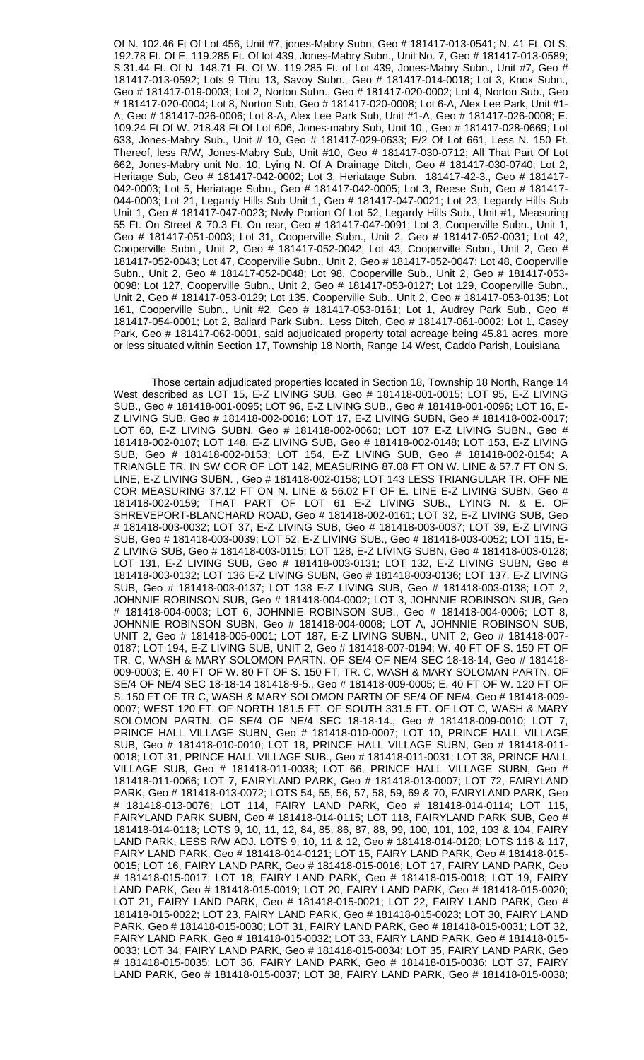Of N. 102.46 Ft Of Lot 456, Unit #7, jones-Mabry Subn, Geo # 181417-013-0541; N. 41 Ft. Of S. 192.78 Ft. Of E. 119.285 Ft. Of lot 439, Jones-Mabry Subn., Unit No. 7, Geo # 181417-013-0589; S.31.44 Ft. Of N. 148.71 Ft. Of W. 119.285 Ft. of Lot 439, Jones-Mabry Subn., Unit #7, Geo # 181417-013-0592; Lots 9 Thru 13, Savoy Subn., Geo # 181417-014-0018; Lot 3, Knox Subn., Geo # 181417-019-0003; Lot 2, Norton Subn., Geo # 181417-020-0002; Lot 4, Norton Sub., Geo # 181417-020-0004; Lot 8, Norton Sub, Geo # 181417-020-0008; Lot 6-A, Alex Lee Park, Unit #1-A, Geo # 181417-026-0006; Lot 8-A, Alex Lee Park Sub, Unit #1-A, Geo # 181417-026-0008; E. 109.24 Ft Of W. 218.48 Ft Of Lot 606, Jones-mabry Sub, Unit 10., Geo # 181417-028-0669; Lot 633, Jones-Mabry Sub., Unit # 10, Geo # 181417-029-0633; E/2 Of Lot 661, Less N. 150 Ft. Thereof, less R/W, Jones-Mabry Sub, Unit #10, Geo # 181417-030-0712; All That Part Of Lot 662, Jones-Mabry unit No. 10, Lying N. Of A Drainage Ditch, Geo # 181417-030-0740; Lot 2, Heritage Sub, Geo # 181417-042-0002; Lot 3, Heriatage Subn. 181417-42-3., Geo # 181417-042-0003; Lot 5, Heriatage Subn., Geo # 181417-042-0005; Lot 3, Reese Sub, Geo # 181417-044-0003; Lot 21, Legardy Hills Sub Unit 1, Geo # 181417-047-0021; Lot 23, Legardy Hills Sub Unit 1, Geo # 181417-047-0023; Nwly Portion Of Lot 52, Legardy Hills Sub., Unit #1, Measuring 55 Ft. On Street & 70.3 Ft. On rear, Geo # 181417-047-0091; Lot 3, Cooperville Subn., Unit 1, Geo # 181417-051-0003; Lot 31, Cooperville Subn., Unit 2, Geo # 181417-052-0031; Lot 42, Cooperville Subn., Unit 2, Geo # 181417-052-0042; Lot 43, Cooperville Subn., Unit 2, Geo # 181417-052-0043; Lot 47, Cooperville Subn., Unit 2, Geo # 181417-052-0047; Lot 48, Cooperville Subn., Unit 2, Geo # 181417-052-0048; Lot 98, Cooperville Sub., Unit 2, Geo # 181417-053-0098; Lot 127, Cooperville Subn., Unit 2, Geo # 181417-053-0127; Lot 129, Cooperville Subn., Unit 2, Geo # 181417-053-0129; Lot 135, Cooperville Sub., Unit 2, Geo # 181417-053-0135; Lot 161, Cooperville Subn., Unit #2, Geo # 181417-053-0161; Lot 1, Audrey Park Sub., Geo # 181417-054-0001; Lot 2, Ballard Park Subn., Less Ditch, Geo # 181417-061-0002; Lot 1, Casey Park, Geo # 181417-062-0001, said adjudicated property total acreage being 45.81 acres, more or less situated within Section 17, Township 18 North, Range 14 West, Caddo Parish, Louisiana

Those certain adjudicated properties located in Section 18, Township 18 North, Range 14 West described as LOT 15, E-Z LIVING SUB, Geo # 181418-001-0015; LOT 95, E-Z LIVING SUB., Geo # 181418-001-0095; LOT 96, E-Z LIVING SUB., Geo # 181418-001-0096; LOT 16, E-Z LIVING SUB, Geo # 181418-002-0016; LOT 17, E-Z LIVING SUBN, Geo # 181418-002-0017; LOT 60, E-Z LIVING SUBN, Geo # 181418-002-0060; LOT 107 E-Z LIVING SUBN., Geo # 181418-002-0107; LOT 148, E-Z LIVING SUB, Geo # 181418-002-0148; LOT 153, E-Z LIVING SUB, Geo # 181418-002-0153; LOT 154, E-Z LIVING SUB, Geo # 181418-002-0154; A TRIANGLE TR. IN SW COR OF LOT 142, MEASURING 87.08 FT ON W. LINE & 57.7 FT ON S. LINE, E-Z LIVING SUBN. , Geo # 181418-002-0158; LOT 143 LESS TRIANGULAR TR. OFF NE COR MEASURING 37.12 FT ON N. LINE & 56.02 FT OF E. LINE E-Z LIVING SUBN, Geo # 181418-002-0159; THAT PART OF LOT 61 E-Z LIVING SUB., LYING N. & E. OF SHREVEPORT-BLANCHARD ROAD, Geo # 181418-002-0161; LOT 32, E-Z LIVING SUB, Geo # 181418-003-0032; LOT 37, E-Z LIVING SUB, Geo # 181418-003-0037; LOT 39, E-Z LIVING SUB, Geo # 181418-003-0039; LOT 52, E-Z LIVING SUB., Geo # 181418-003-0052; LOT 115, E-Z LIVING SUB, Geo # 181418-003-0115; LOT 128, E-Z LIVING SUBN, Geo # 181418-003-0128; LOT 131, E-Z LIVING SUB, Geo # 181418-003-0131; LOT 132, E-Z LIVING SUBN, Geo # 181418-003-0132; LOT 136 E-Z LIVING SUBN, Geo # 181418-003-0136; LOT 137, E-Z LIVING SUB, Geo # 181418-003-0137; LOT 138 E-Z LIVING SUB, Geo # 181418-003-0138; LOT 2, JOHNNIE ROBINSON SUB, Geo # 181418-004-0002; LOT 3, JOHNNIE ROBINSON SUB, Geo # 181418-004-0003; LOT 6, JOHNNIE ROBINSON SUB., Geo # 181418-004-0006; LOT 8, JOHNNIE ROBINSON SUBN, Geo # 181418-004-0008; LOT A, JOHNNIE ROBINSON SUB, UNIT 2, Geo # 181418-005-0001; LOT 187, E-Z LIVING SUBN., UNIT 2, Geo # 181418-007-0187; LOT 194, E-Z LIVING SUB, UNIT 2, Geo # 181418-007-0194; W. 40 FT OF S. 150 FT OF TR. C, WASH & MARY SOLOMON PARTN. OF SE/4 OF NE/4 SEC 18-18-14, Geo # 181418-009-0003; E. 40 FT OF W. 80 FT OF S. 150 FT, TR. C, WASH & MARY SOLOMAN PARTN. OF SE/4 OF NE/4 SEC 18-18-14 181418-9-5., Geo # 181418-009-0005; E. 40 FT OF W. 120 FT OF S. 150 FT OF TR C, WASH & MARY SOLOMON PARTN OF SE/4 OF NE/4, Geo # 181418-009-0007; WEST 120 FT. OF NORTH 181.5 FT. OF SOUTH 331.5 FT. OF LOT C, WASH & MARY SOLOMON PARTN. OF SE/4 OF NE/4 SEC 18-18-14., Geo # 181418-009-0010; LOT 7, PRINCE HALL VILLAGE SUBN, Geo # 181418-010-0007; LOT 10, PRINCE HALL VILLAGE SUB, Geo # 181418-010-0010; LOT 18, PRINCE HALL VILLAGE SUBN, Geo # 181418-011-0018; LOT 31, PRINCE HALL VILLAGE SUB., Geo # 181418-011-0031; LOT 38, PRINCE HALL VILLAGE SUB, Geo # 181418-011-0038; LOT 66, PRINCE HALL VILLAGE SUBN, Geo # 181418-011-0066; LOT 7, FAIRYLAND PARK, Geo # 181418-013-0007; LOT 72, FAIRYLAND PARK, Geo # 181418-013-0072; LOTS 54, 55, 56, 57, 58, 59, 69 & 70, FAIRYLAND PARK, Geo # 181418-013-0076; LOT 114, FAIRY LAND PARK, Geo # 181418-014-0114; LOT 115, FAIRYLAND PARK SUBN, Geo # 181418-014-0115; LOT 118, FAIRYLAND PARK SUB, Geo # 181418-014-0118; LOTS 9, 10, 11, 12, 84, 85, 86, 87, 88, 99, 100, 101, 102, 103 & 104, FAIRY LAND PARK, LESS R/W ADJ. LOTS 9, 10, 11 & 12, Geo # 181418-014-0120; LOTS 116 & 117, FAIRY LAND PARK, Geo # 181418-014-0121; LOT 15, FAIRY LAND PARK, Geo # 181418-015-0015; LOT 16, FAIRY LAND PARK, Geo # 181418-015-0016; LOT 17, FAIRY LAND PARK, Geo # 181418-015-0017; LOT 18, FAIRY LAND PARK, Geo # 181418-015-0018; LOT 19, FAIRY LAND PARK, Geo # 181418-015-0019; LOT 20, FAIRY LAND PARK, Geo # 181418-015-0020; LOT 21, FAIRY LAND PARK, Geo # 181418-015-0021; LOT 22, FAIRY LAND PARK, Geo # 181418-015-0022; LOT 23, FAIRY LAND PARK, Geo # 181418-015-0023; LOT 30, FAIRY LAND PARK, Geo # 181418-015-0030; LOT 31, FAIRY LAND PARK, Geo # 181418-015-0031; LOT 32, FAIRY LAND PARK, Geo # 181418-015-0032; LOT 33, FAIRY LAND PARK, Geo # 181418-015-0033; LOT 34, FAIRY LAND PARK, Geo # 181418-015-0034; LOT 35, FAIRY LAND PARK, Geo # 181418-015-0035; LOT 36, FAIRY LAND PARK, Geo # 181418-015-0036; LOT 37, FAIRY LAND PARK, Geo # 181418-015-0037; LOT 38, FAIRY LAND PARK, Geo # 181418-015-0038;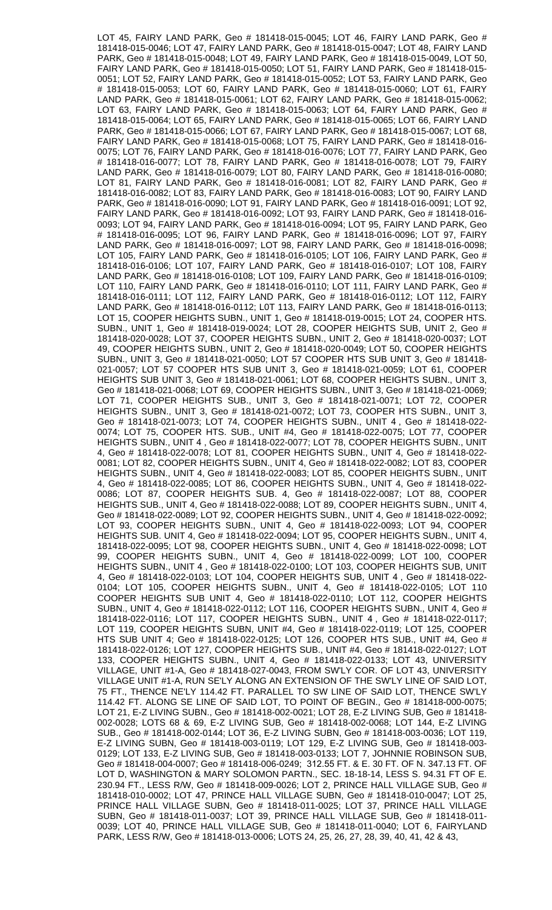LOT 45, FAIRY LAND PARK, Geo # 181418-015-0045; LOT 46, FAIRY LAND PARK, Geo # 181418-015-0046; LOT 47, FAIRY LAND PARK, Geo # 181418-015-0047; LOT 48, FAIRY LAND PARK, Geo # 181418-015-0048; LOT 49, FAIRY LAND PARK, Geo # 181418-015-0049, LOT 50, FAIRY LAND PARK, Geo # 181418-015-0050; LOT 51, FAIRY LAND PARK, Geo # 181418-015-0051; LOT 52, FAIRY LAND PARK, Geo # 181418-015-0052; LOT 53, FAIRY LAND PARK, Geo # 181418-015-0053; LOT 60, FAIRY LAND PARK, Geo # 181418-015-0060; LOT 61, FAIRY LAND PARK, Geo # 181418-015-0061; LOT 62, FAIRY LAND PARK, Geo # 181418-015-0062; LOT 63, FAIRY LAND PARK, Geo # 181418-015-0063; LOT 64, FAIRY LAND PARK, Geo # 181418-015-0064; LOT 65, FAIRY LAND PARK, Geo # 181418-015-0065; LOT 66, FAIRY LAND PARK, Geo # 181418-015-0066; LOT 67, FAIRY LAND PARK, Geo # 181418-015-0067; LOT 68, FAIRY LAND PARK, Geo # 181418-015-0068; LOT 75, FAIRY LAND PARK, Geo # 181418-016-0075; LOT 76, FAIRY LAND PARK, Geo # 181418-016-0076; LOT 77, FAIRY LAND PARK, Geo # 181418-016-0077; LOT 78, FAIRY LAND PARK, Geo # 181418-016-0078; LOT 79, FAIRY LAND PARK, Geo # 181418-016-0079; LOT 80, FAIRY LAND PARK, Geo # 181418-016-0080; LOT 81, FAIRY LAND PARK, Geo # 181418-016-0081; LOT 82, FAIRY LAND PARK, Geo # 181418-016-0082; LOT 83, FAIRY LAND PARK, Geo # 181418-016-0083; LOT 90, FAIRY LAND PARK, Geo # 181418-016-0090; LOT 91, FAIRY LAND PARK, Geo # 181418-016-0091; LOT 92, FAIRY LAND PARK, Geo # 181418-016-0092; LOT 93, FAIRY LAND PARK, Geo # 181418-016-0093; LOT 94, FAIRY LAND PARK, Geo # 181418-016-0094; LOT 95, FAIRY LAND PARK, Geo # 181418-016-0095; LOT 96, FAIRY LAND PARK, Geo # 181418-016-0096; LOT 97, FAIRY LAND PARK, Geo # 181418-016-0097; LOT 98, FAIRY LAND PARK, Geo # 181418-016-0098; LOT 105, FAIRY LAND PARK, Geo # 181418-016-0105; LOT 106, FAIRY LAND PARK, Geo # 181418-016-0106; LOT 107, FAIRY LAND PARK, Geo # 181418-016-0107; LOT 108, FAIRY LAND PARK, Geo # 181418-016-0108; LOT 109, FAIRY LAND PARK, Geo # 181418-016-0109; LOT 110, FAIRY LAND PARK, Geo # 181418-016-0110; LOT 111, FAIRY LAND PARK, Geo # 181418-016-0111; LOT 112, FAIRY LAND PARK, Geo # 181418-016-0112; LOT 112, FAIRY LAND PARK, Geo # 181418-016-0112; L0T 113, FAIRY LAND PARK, Geo # 181418-016-0113; LOT 15, COOPER HEIGHTS SUBN., UNIT 1, Geo # 181418-019-0015; LOT 24, COOPER HTS. SUBN., UNIT 1, Geo # 181418-019-0024; LOT 28, COOPER HEIGHTS SUB, UNIT 2, Geo # 181418-020-0028; LOT 37, COOPER HEIGHTS SUBN., UNIT 2, Geo # 181418-020-0037; LOT 49, COOPER HEIGHTS SUBN., UNIT 2, Geo # 181418-020-0049; LOT 50, COOPER HEIGHTS SUBN., UNIT 3, Geo # 181418-021-0050; LOT 57 COOPER HTS SUB UNIT 3, Geo # 181418-021-0057; LOT 57 COOPER HTS SUB UNIT 3, Geo # 181418-021-0059; LOT 61, COOPER HEIGHTS SUB UNIT 3, Geo # 181418-021-0061; LOT 68, COOPER HEIGHTS SUBN., UNIT 3, Geo # 181418-021-0068; LOT 69, COOPER HEIGHTS SUBN., UNIT 3, Geo # 181418-021-0069; LOT 71, COOPER HEIGHTS SUB., UNIT 3, Geo # 181418-021-0071; LOT 72, COOPER HEIGHTS SUBN., UNIT 3, Geo # 181418-021-0072; LOT 73, COOPER HTS SUBN., UNIT 3, Geo # 181418-021-0073; LOT 74, COOPER HEIGHTS SUBN., UNIT 4 , Geo # 181418-022-0074; LOT 75, COOPER HTS. SUB., UNIT #4, Geo # 181418-022-0075; LOT 77, COOPER HEIGHTS SUBN., UNIT 4 , Geo # 181418-022-0077; LOT 78, COOPER HEIGHTS SUBN., UNIT 4, Geo # 181418-022-0078; LOT 81, COOPER HEIGHTS SUBN., UNIT 4, Geo # 181418-022-0081; LOT 82, COOPER HEIGHTS SUBN., UNIT 4, Geo # 181418-022-0082; LOT 83, COOPER HEIGHTS SUBN., UNIT 4, Geo # 181418-022-0083; LOT 85, COOPER HEIGHTS SUBN., UNIT 4, Geo # 181418-022-0085; LOT 86, COOPER HEIGHTS SUBN., UNIT 4, Geo # 181418-022-0086; LOT 87, COOPER HEIGHTS SUB. 4, Geo # 181418-022-0087; LOT 88, COOPER HEIGHTS SUB., UNIT 4, Geo # 181418-022-0088; LOT 89, COOPER HEIGHTS SUBN., UNIT 4, Geo # 181418-022-0089; LOT 92, COOPER HEIGHTS SUBN., UNIT 4, Geo # 181418-022-0092; LOT 93, COOPER HEIGHTS SUBN., UNIT 4, Geo # 181418-022-0093; LOT 94, COOPER HEIGHTS SUB. UNIT 4, Geo # 181418-022-0094; LOT 95, COOPER HEIGHTS SUBN., UNIT 4, 181418-022-0095; LOT 98, COOPER HEIGHTS SUBN., UNIT 4, Geo # 181418-022-0098; LOT 99, COOPER HEIGHTS SUBN., UNIT 4, Geo # 181418-022-0099; LOT 100, COOPER HEIGHTS SUBN., UNIT 4 , Geo # 181418-022-0100; LOT 103, COOPER HEIGHTS SUB, UNIT 4, Geo # 181418-022-0103; LOT 104, COOPER HEIGHTS SUB, UNIT 4 , Geo # 181418-022-0104; LOT 105, COOPER HEIGHTS SUBN., UNIT 4, Geo # 181418-022-0105; LOT 110 COOPER HEIGHTS SUB UNIT 4, Geo # 181418-022-0110; LOT 112, COOPER HEIGHTS SUBN., UNIT 4, Geo # 181418-022-0112; LOT 116, COOPER HEIGHTS SUBN., UNIT 4, Geo # 181418-022-0116; LOT 117, COOPER HEIGHTS SUBN., UNIT 4 , Geo # 181418-022-0117; LOT 119, COOPER HEIGHTS SUBN, UNIT #4, Geo # 181418-022-0119; LOT 125, COOPER HTS SUB UNIT 4; Geo # 181418-022-0125; LOT 126, COOPER HTS SUB., UNIT #4, Geo # 181418-022-0126; LOT 127, COOPER HEIGHTS SUB., UNIT #4, Geo # 181418-022-0127; LOT 133, COOPER HEIGHTS SUBN., UNIT 4, Geo # 181418-022-0133; LOT 43, UNIVERSITY VILLAGE, UNIT #1-A, Geo # 181418-027-0043, FROM SW'LY COR. OF LOT 43, UNIVERSITY VILLAGE UNIT #1-A, RUN SE'LY ALONG AN EXTENSION OF THE SW'LY LINE OF SAID LOT, 75 FT., THENCE NE'LY 114.42 FT. PARALLEL TO SW LINE OF SAID LOT, THENCE SW'LY 114.42 FT. ALONG SE LINE OF SAID LOT, TO POINT OF BEGIN., Geo # 181418-000-0075; LOT 21, E-Z LIVING SUBN., Geo # 181418-002-0021; LOT 28, E-Z LIVING SUB, Geo # 181418-002-0028; LOTS 68 & 69, E-Z LIVING SUB, Geo # 181418-002-0068; LOT 144, E-Z LIVING SUB., Geo # 181418-002-0144; LOT 36, E-Z LIVING SUBN, Geo # 181418-003-0036; LOT 119, E-Z LIVING SUBN, Geo # 181418-003-0119; LOT 129, E-Z LIVING SUB, Geo # 181418-003-0129; LOT 133, E-Z LIVING SUB, Geo # 181418-003-0133; LOT 7, JOHNNIE ROBINSON SUB, Geo # 181418-004-0007; Geo # 181418-006-0249; 312.55 FT. & E. 30 FT. OF N. 347.13 FT. OF LOT D, WASHINGTON & MARY SOLOMON PARTN., SEC. 18-18-14, LESS S. 94.31 FT OF E. 230.94 FT., LESS R/W, Geo # 181418-009-0026; LOT 2, PRINCE HALL VILLAGE SUB, Geo # 181418-010-0002; LOT 47, PRINCE HALL VILLAGE SUBN, Geo # 181418-010-0047; LOT 25, PRINCE HALL VILLAGE SUBN, Geo # 181418-011-0025; LOT 37, PRINCE HALL VILLAGE SUBN, Geo # 181418-011-0037; LOT 39, PRINCE HALL VILLAGE SUB, Geo # 181418-011-0039; LOT 40, PRINCE HALL VILLAGE SUB, Geo # 181418-011-0040; LOT 6, FAIRYLAND PARK, LESS R/W, Geo # 181418-013-0006; LOTS 24, 25, 26, 27, 28, 39, 40, 41, 42 & 43,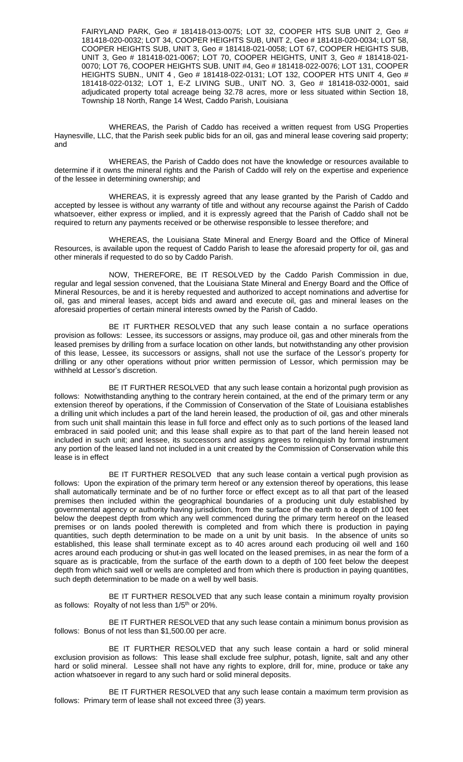FAIRYLAND PARK, Geo # 181418-013-0075; LOT 32, COOPER HTS SUB UNIT 2, Geo # 181418-020-0032; LOT 34, COOPER HEIGHTS SUB, UNIT 2, Geo # 181418-020-0034; LOT 58, COOPER HEIGHTS SUB, UNIT 3, Geo # 181418-021-0058; LOT 67, COOPER HEIGHTS SUB, UNIT 3, Geo # 181418-021-0067; LOT 70, COOPER HEIGHTS, UNIT 3, Geo # 181418-021-0070; LOT 76, COOPER HEIGHTS SUB. UNIT #4, Geo # 181418-022-0076; LOT 131, COOPER HEIGHTS SUBN., UNIT 4 , Geo # 181418-022-0131; LOT 132, COOPER HTS UNIT 4, Geo # 181418-022-0132; LOT 1, E-Z LIVING SUB., UNIT NO. 3, Geo # 181418-032-0001, said adjudicated property total acreage being 32.78 acres, more or less situated within Section 18, Township 18 North, Range 14 West, Caddo Parish, Louisiana

WHEREAS, the Parish of Caddo has received a written request from USG Properties Haynesville, LLC, that the Parish seek public bids for an oil, gas and mineral lease covering said property; and

WHEREAS, the Parish of Caddo does not have the knowledge or resources available to determine if it owns the mineral rights and the Parish of Caddo will rely on the expertise and experience of the lessee in determining ownership; and

WHEREAS, it is expressly agreed that any lease granted by the Parish of Caddo and accepted by lessee is without any warranty of title and without any recourse against the Parish of Caddo whatsoever, either express or implied, and it is expressly agreed that the Parish of Caddo shall not be required to return any payments received or be otherwise responsible to lessee therefore; and

WHEREAS, the Louisiana State Mineral and Energy Board and the Office of Mineral Resources, is available upon the request of Caddo Parish to lease the aforesaid property for oil, gas and other minerals if requested to do so by Caddo Parish.

NOW, THEREFORE, BE IT RESOLVED by the Caddo Parish Commission in due, regular and legal session convened, that the Louisiana State Mineral and Energy Board and the Office of Mineral Resources, be and it is hereby requested and authorized to accept nominations and advertise for oil, gas and mineral leases, accept bids and award and execute oil, gas and mineral leases on the aforesaid properties of certain mineral interests owned by the Parish of Caddo.

BE IT FURTHER RESOLVED that any such lease contain a no surface operations provision as follows: Lessee, its successors or assigns, may produce oil, gas and other minerals from the leased premises by drilling from a surface location on other lands, but notwithstanding any other provision of this lease, Lessee, its successors or assigns, shall not use the surface of the Lessor's property for drilling or any other operations without prior written permission of Lessor, which permission may be withheld at Lessor's discretion.

BE IT FURTHER RESOLVED that any such lease contain a horizontal pugh provision as follows: Notwithstanding anything to the contrary herein contained, at the end of the primary term or any extension thereof by operations, if the Commission of Conservation of the State of Louisiana establishes a drilling unit which includes a part of the land herein leased, the production of oil, gas and other minerals from such unit shall maintain this lease in full force and effect only as to such portions of the leased land embraced in said pooled unit; and this lease shall expire as to that part of the land herein leased not included in such unit; and lessee, its successors and assigns agrees to relinquish by formal instrument any portion of the leased land not included in a unit created by the Commission of Conservation while this lease is in effect

BE IT FURTHER RESOLVED that any such lease contain a vertical pugh provision as follows: Upon the expiration of the primary term hereof or any extension thereof by operations, this lease shall automatically terminate and be of no further force or effect except as to all that part of the leased premises then included within the geographical boundaries of a producing unit duly established by governmental agency or authority having jurisdiction, from the surface of the earth to a depth of 100 feet below the deepest depth from which any well commenced during the primary term hereof on the leased premises or on lands pooled therewith is completed and from which there is production in paying quantities, such depth determination to be made on a unit by unit basis. In the absence of units so established, this lease shall terminate except as to 40 acres around each producing oil well and 160 acres around each producing or shut-in gas well located on the leased premises, in as near the form of a square as is practicable, from the surface of the earth down to a depth of 100 feet below the deepest depth from which said well or wells are completed and from which there is production in paying quantities, such depth determination to be made on a well by well basis.

BE IT FURTHER RESOLVED that any such lease contain a minimum royalty provision as follows: Royalty of not less than 1/5th or 20%.

BE IT FURTHER RESOLVED that any such lease contain a minimum bonus provision as follows: Bonus of not less than $1,500.00 per acre.

BE IT FURTHER RESOLVED that any such lease contain a hard or solid mineral exclusion provision as follows: This lease shall exclude free sulphur, potash, lignite, salt and any other hard or solid mineral. Lessee shall not have any rights to explore, drill for, mine, produce or take any action whatsoever in regard to any such hard or solid mineral deposits.

BE IT FURTHER RESOLVED that any such lease contain a maximum term provision as follows: Primary term of lease shall not exceed three (3) years.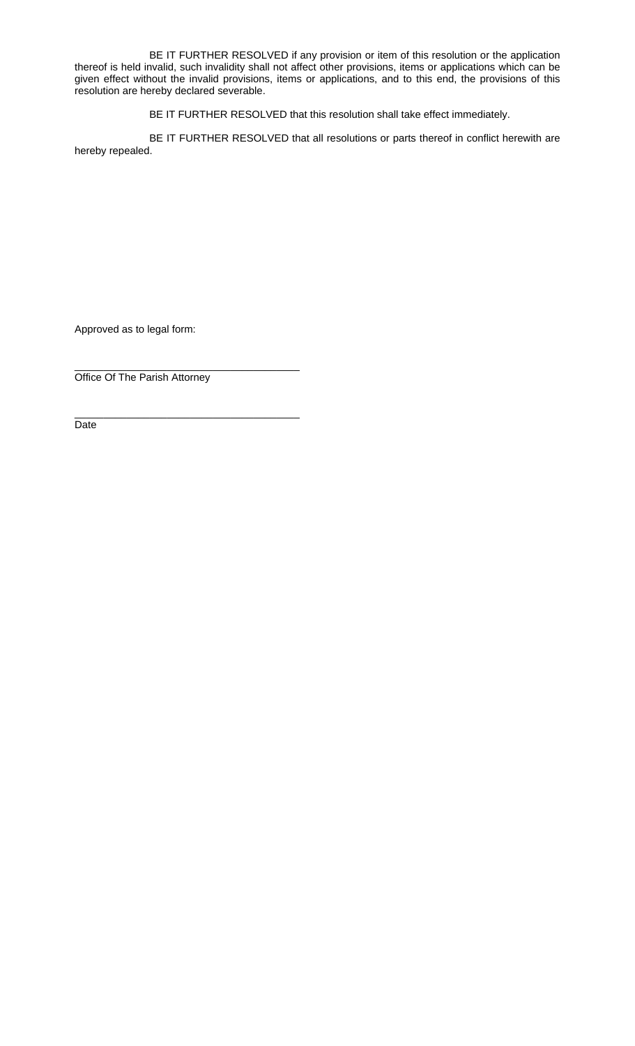BE IT FURTHER RESOLVED if any provision or item of this resolution or the application thereof is held invalid, such invalidity shall not affect other provisions, items or applications which can be given effect without the invalid provisions, items or applications, and to this end, the provisions of this resolution are hereby declared severable.

BE IT FURTHER RESOLVED that this resolution shall take effect immediately.

BE IT FURTHER RESOLVED that all resolutions or parts thereof in conflict herewith are hereby repealed.

Approved as to legal form:

\_\_\_\_\_\_\_\_\_\_\_\_\_\_\_\_\_\_\_\_\_\_\_\_\_\_\_\_\_\_\_\_\_\_\_\_\_\_\_\_

Office Of The Parish Attorney

\_\_\_\_\_\_\_\_\_\_\_\_\_\_\_\_\_\_\_\_\_\_\_\_\_\_\_\_\_\_\_\_\_\_\_\_\_\_\_\_

Date